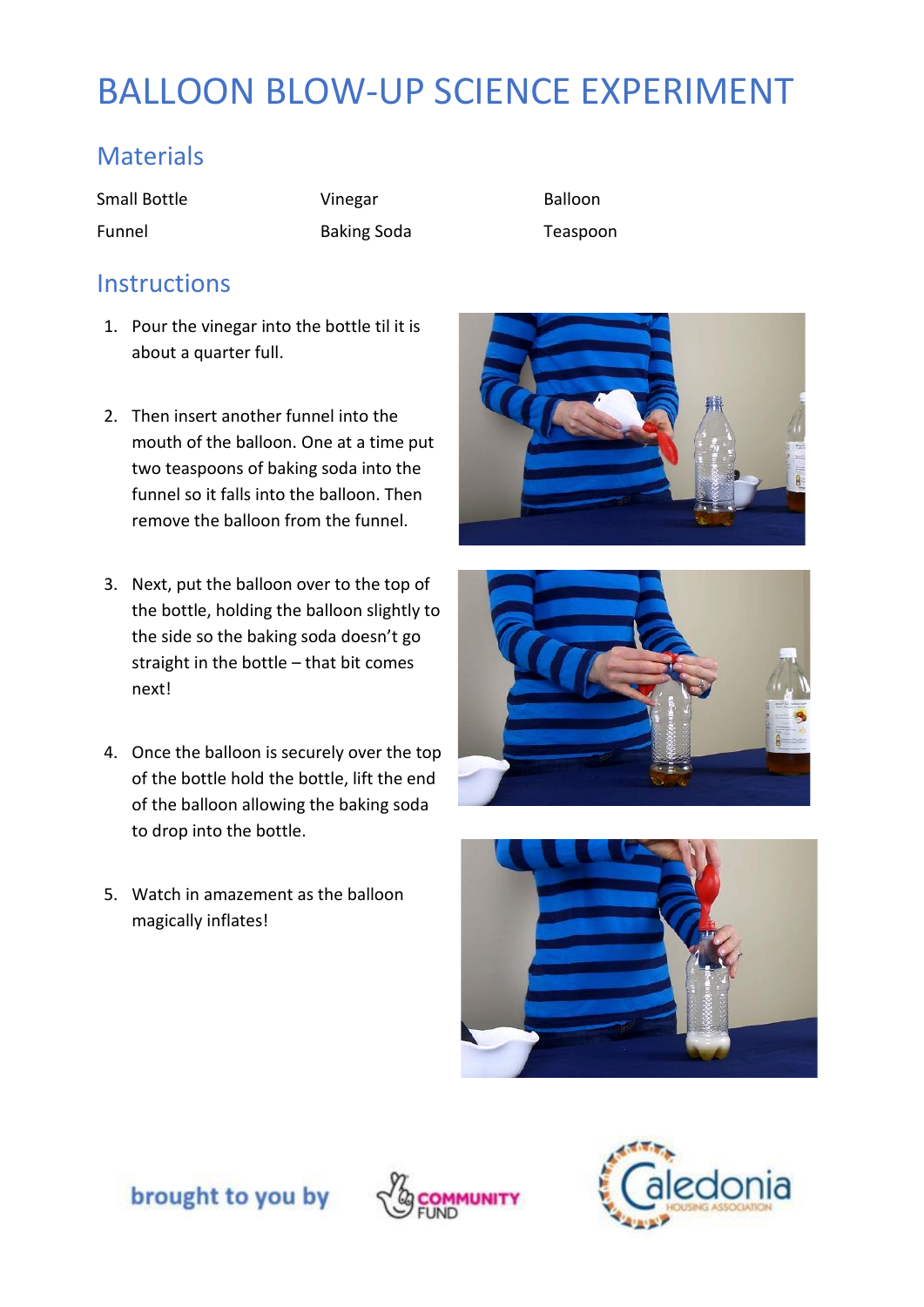# BALLOON BLOW-UP SCIENCE EXPERIMENT

## Materials

| Small Bottle | Vinegar | Balloon |
|---|---|---|
| Funnel | Baking Soda | Teaspoon |

## Instructions

1. Pour the vinegar into the bottle til it is about a quarter full.
2. Then insert another funnel into the mouth of the balloon. One at a time put two teaspoons of baking soda into the funnel so it falls into the balloon. Then remove the balloon from the funnel.
3. Next, put the balloon over to the top of the bottle, holding the balloon slightly to the side so the baking soda doesn't go straight in the bottle – that bit comes next!
4. Once the balloon is securely over the top of the bottle hold the bottle, lift the end of the balloon allowing the baking soda to drop into the bottle.
5. Watch in amazement as the balloon magically inflates!

brought to you by COMMUNITY FUND Caledonia HOUSING ASSOCIATION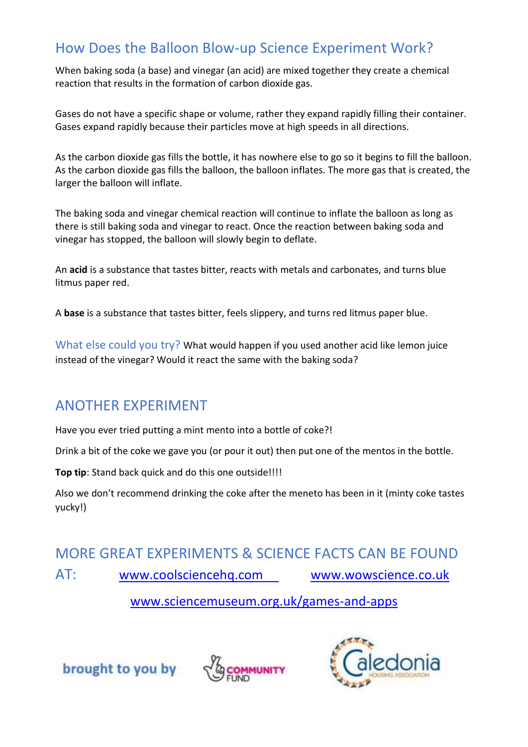## How Does the Balloon Blow-up Science Experiment Work?

When baking soda (a base) and vinegar (an acid) are mixed together they create a chemical reaction that results in the formation of carbon dioxide gas.

Gases do not have a specific shape or volume, rather they expand rapidly filling their container. Gases expand rapidly because their particles move at high speeds in all directions.

As the carbon dioxide gas fills the bottle, it has nowhere else to go so it begins to fill the balloon. As the carbon dioxide gas fills the balloon, the balloon inflates. The more gas that is created, the larger the balloon will inflate.

The baking soda and vinegar chemical reaction will continue to inflate the balloon as long as there is still baking soda and vinegar to react. Once the reaction between baking soda and vinegar has stopped, the balloon will slowly begin to deflate.

An **acid** is a substance that tastes bitter, reacts with metals and carbonates, and turns blue litmus paper red.

A **base** is a substance that tastes bitter, feels slippery, and turns red litmus paper blue.

What else could you try? What would happen if you used another acid like lemon juice instead of the vinegar? Would it react the same with the baking soda?

## ANOTHER EXPERIMENT

Have you ever tried putting a mint mento into a bottle of coke?!

Drink a bit of the coke we gave you (or pour it out) then put one of the mentos in the bottle.

**Top tip**: Stand back quick and do this one outside!!!!

Also we don't recommend drinking the coke after the meneto has been in it (minty coke tastes yucky!)

## MORE GREAT EXPERIMENTS & SCIENCE FACTS CAN BE FOUND AT:

www.coolsciencehq.com www.wowscience.co.uk

www.sciencemuseum.org.uk/games-and-apps

brought to you by COMMUNITY FUND Caledonia HOUSING ASSOCIATION